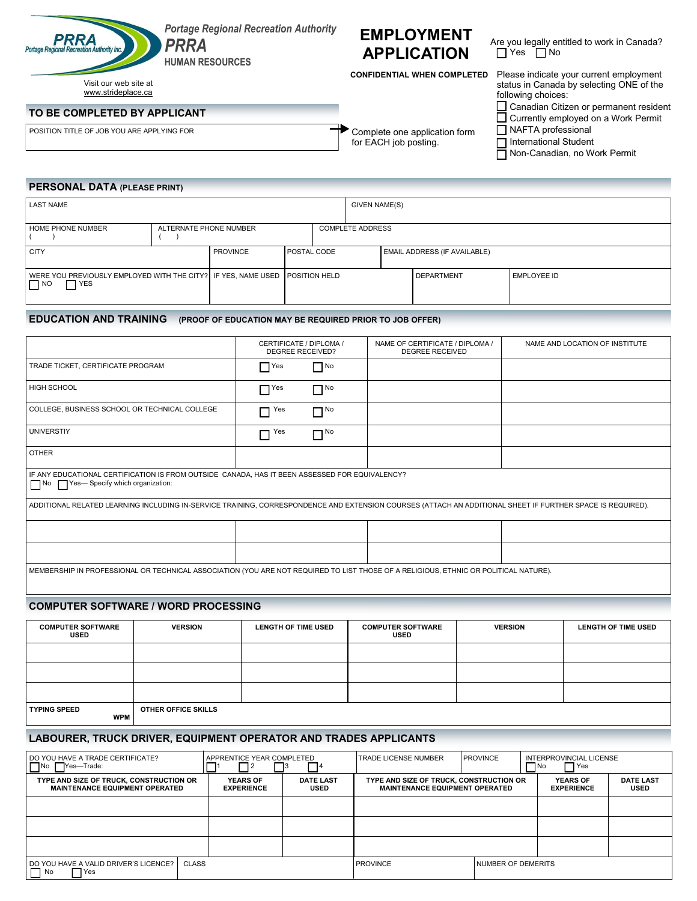Portage Regional Recreation Authority

**PRRA**

HUMAN RESOURCES

Visit our web site at www.strideplace.ca

# EMPLOYMENT APPLICATION

**CONFIDENTIAL WHEN COMPLETED**

Are you legally entitled to work in Canada?
☐ Yes ☐ No

Please indicate your current employment status in Canada by selecting ONE of the following choices:

- ☐ Canadian Citizen or permanent resident
- ☐ Currently employed on a Work Permit
- ☐ NAFTA professional
- ☐ International Student
- ☐ Non-Canadian, no Work Permit

## TO BE COMPLETED BY APPLICANT

POSITION TITLE OF JOB YOU ARE APPLYING FOR

Complete one application form for EACH job posting.

## PERSONAL DATA (PLEASE PRINT)

| LAST NAME | | GIVEN NAME(S) | | |
|---|---|---|---|---|
| HOME PHONE NUMBER ( ) | ALTERNATE PHONE NUMBER ( ) | COMPLETE ADDRESS | | |
| CITY | PROVINCE | POSTAL CODE | EMAIL ADDRESS (IF AVAILABLE) | |
| WERE YOU PREVIOUSLY EMPLOYED WITH THE CITY? ☐ NO ☐ YES | IF YES, NAME USED | POSITION HELD | DEPARTMENT | EMPLOYEE ID |

## EDUCATION AND TRAINING (PROOF OF EDUCATION MAY BE REQUIRED PRIOR TO JOB OFFER)

| | CERTIFICATE / DIPLOMA / DEGREE RECEIVED? | NAME OF CERTIFICATE / DIPLOMA / DEGREE RECEIVED | NAME AND LOCATION OF INSTITUTE |
|---|---|---|---|
| TRADE TICKET, CERTIFICATE PROGRAM | ☐ Yes ☐ No | | |
| HIGH SCHOOL | ☐ Yes ☐ No | | |
| COLLEGE, BUSINESS SCHOOL OR TECHNICAL COLLEGE | ☐ Yes ☐ No | | |
| UNIVERSTIY | ☐ Yes ☐ No | | |
| OTHER | | | |

IF ANY EDUCATIONAL CERTIFICATION IS FROM OUTSIDE CANADA, HAS IT BEEN ASSESSED FOR EQUIVALENCY?
☐ No ☐ Yes— Specify which organization:

ADDITIONAL RELATED LEARNING INCLUDING IN-SERVICE TRAINING, CORRESPONDENCE AND EXTENSION COURSES (ATTACH AN ADDITIONAL SHEET IF FURTHER SPACE IS REQUIRED).

| | | | |
|---|---|---|---|
| | | | |
| | | | |

MEMBERSHIP IN PROFESSIONAL OR TECHNICAL ASSOCIATION (YOU ARE NOT REQUIRED TO LIST THOSE OF A RELIGIOUS, ETHNIC OR POLITICAL NATURE).

## COMPUTER SOFTWARE / WORD PROCESSING

| COMPUTER SOFTWARE USED | VERSION | LENGTH OF TIME USED | COMPUTER SOFTWARE USED | VERSION | LENGTH OF TIME USED |
|---|---|---|---|---|---|
| | | | | | |
| | | | | | |
| | | | | | |

**TYPING SPEED** **WPM**

**OTHER OFFICE SKILLS**

## LABOURER, TRUCK DRIVER, EQUIPMENT OPERATOR AND TRADES APPLICANTS

| DO YOU HAVE A TRADE CERTIFICATE? ☐ No ☐ Yes—Trade: | APPRENTICE YEAR COMPLETED ☐ 1 ☐ 2 ☐ 3 ☐ 4 | TRADE LICENSE NUMBER | PROVINCE | INTERPROVINCIAL LICENSE ☐ No ☐ Yes |
|---|---|---|---|---|

| TYPE AND SIZE OF TRUCK, CONSTRUCTION OR MAINTENANCE EQUIPMENT OPERATED | YEARS OF EXPERIENCE | DATE LAST USED | TYPE AND SIZE OF TRUCK, CONSTRUCTION OR MAINTENANCE EQUIPMENT OPERATED | YEARS OF EXPERIENCE | DATE LAST USED |
|---|---|---|---|---|---|
| | | | | | |
| | | | | | |
| | | | | | |

| DO YOU HAVE A VALID DRIVER'S LICENCE? ☐ No ☐ Yes | CLASS | PROVINCE | NUMBER OF DEMERITS |
|---|---|---|---|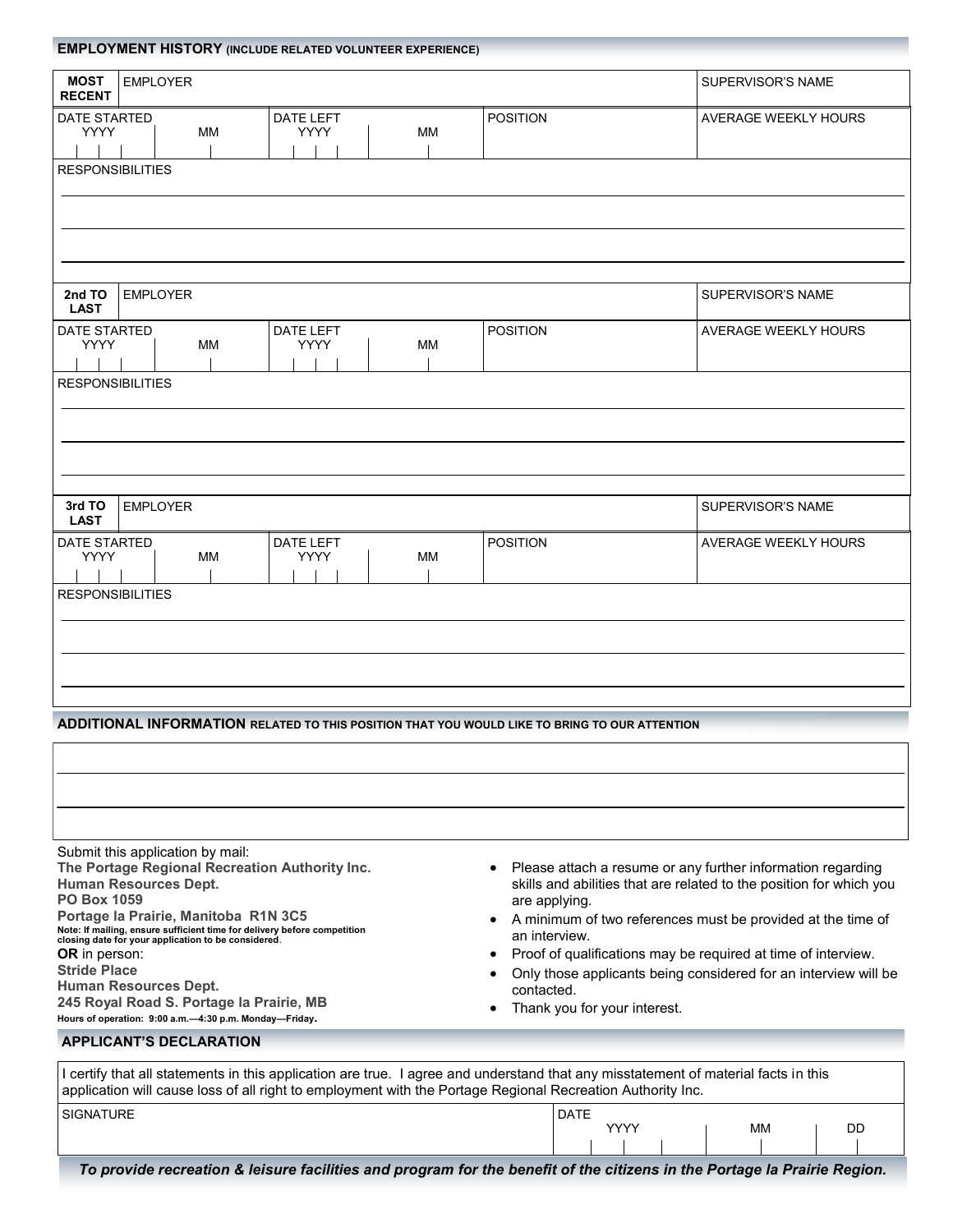## EMPLOYMENT HISTORY (INCLUDE RELATED VOLUNTEER EXPERIENCE)

| | | | | | |
|---|---|---|---|---|---|
| **MOST RECENT** | EMPLOYER | | | | SUPERVISOR'S NAME |
| DATE STARTED YYYY MM | | DATE LEFT YYYY MM | | POSITION | AVERAGE WEEKLY HOURS |
| RESPONSIBILITIES | | | | | |

| | | | | | |
|---|---|---|---|---|---|
| **2nd TO LAST** | EMPLOYER | | | | SUPERVISOR'S NAME |
| DATE STARTED YYYY MM | | DATE LEFT YYYY MM | | POSITION | AVERAGE WEEKLY HOURS |
| RESPONSIBILITIES | | | | | |

| | | | | | |
|---|---|---|---|---|---|
| **3rd TO LAST** | EMPLOYER | | | | SUPERVISOR'S NAME |
| DATE STARTED YYYY MM | | DATE LEFT YYYY MM | | POSITION | AVERAGE WEEKLY HOURS |
| RESPONSIBILITIES | | | | | |

## ADDITIONAL INFORMATION RELATED TO THIS POSITION THAT YOU WOULD LIKE TO BRING TO OUR ATTENTION

Submit this application by mail:
**The Portage Regional Recreation Authority Inc.**
**Human Resources Dept.**
**PO Box 1059**
**Portage la Prairie, Manitoba R1N 3C5**
**Note: If mailing, ensure sufficient time for delivery before competition closing date for your application to be considered.**
**OR** in person:
**Stride Place**
**Human Resources Dept.**
**245 Royal Road S. Portage la Prairie, MB**
**Hours of operation: 9:00 a.m.—4:30 p.m. Monday—Friday.**

- Please attach a resume or any further information regarding skills and abilities that are related to the position for which you are applying.
- A minimum of two references must be provided at the time of an interview.
- Proof of qualifications may be required at time of interview.
- Only those applicants being considered for an interview will be contacted.
- Thank you for your interest.

## APPLICANT'S DECLARATION

I certify that all statements in this application are true. I agree and understand that any misstatement of material facts in this application will cause loss of all right to employment with the Portage Regional Recreation Authority Inc.

| SIGNATURE | DATE YYYY MM DD |
|---|---|
| | |

***To provide recreation & leisure facilities and program for the benefit of the citizens in the Portage la Prairie Region.***